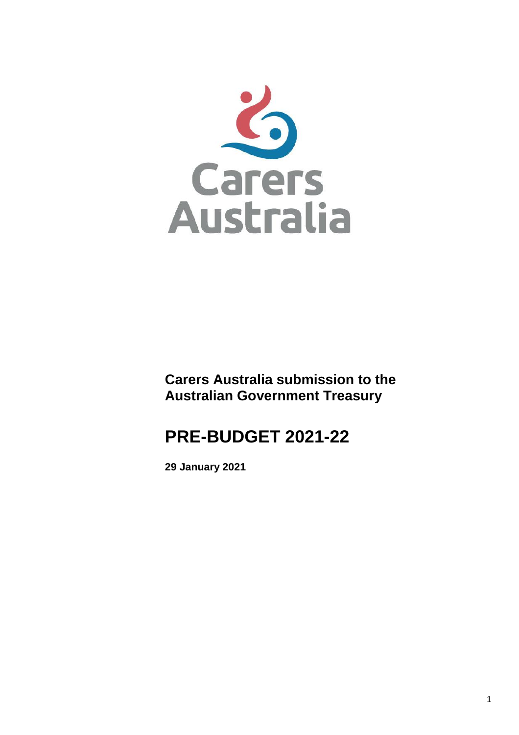**Carers Australia submission to the Australian Government Treasury**

# PRE-BUDGET 2021-22

**29 January 2021**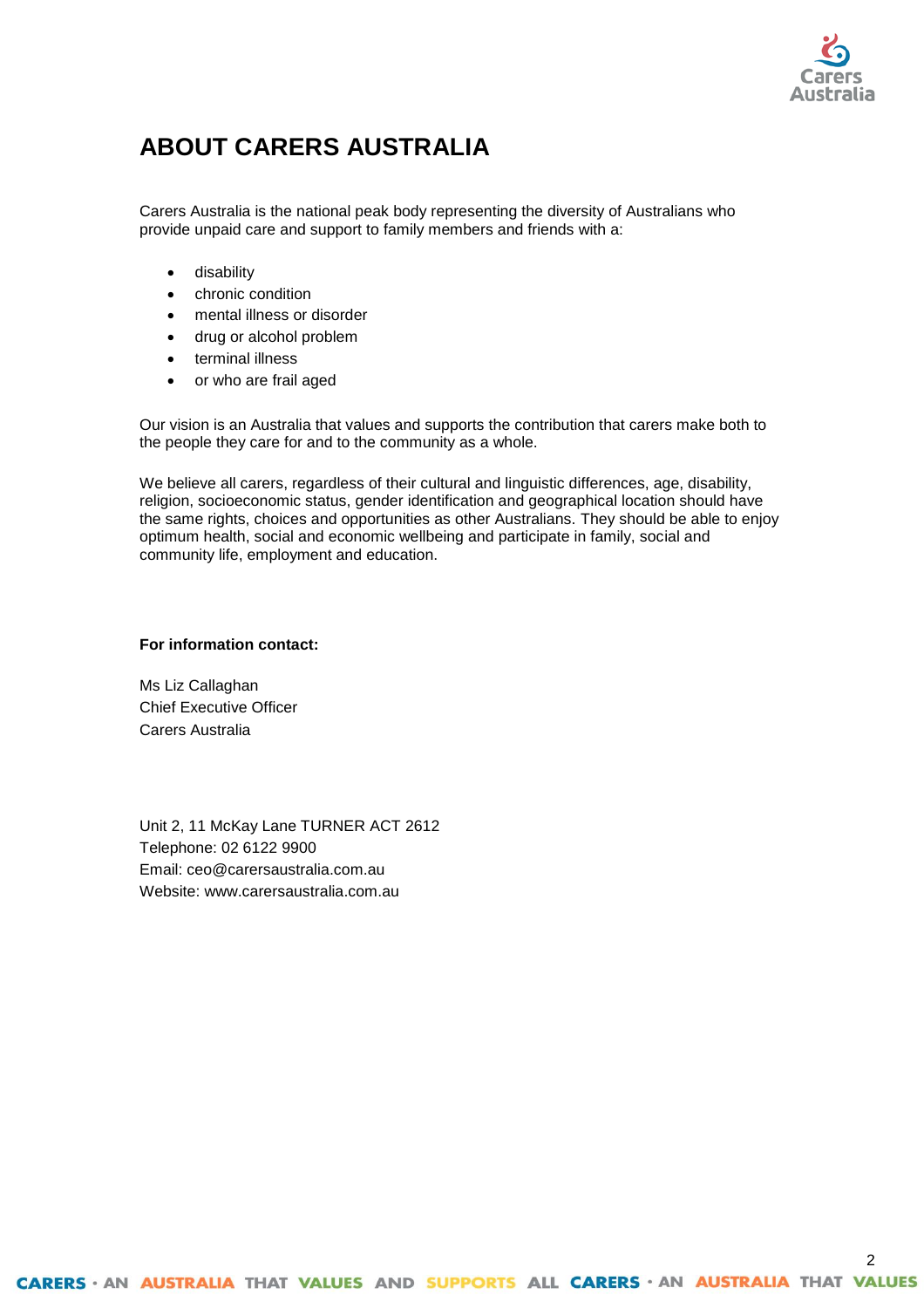# ABOUT CARERS AUSTRALIA

Carers Australia is the national peak body representing the diversity of Australians who provide unpaid care and support to family members and friends with a:

- disability
- chronic condition
- mental illness or disorder
- drug or alcohol problem
- terminal illness
- or who are frail aged

Our vision is an Australia that values and supports the contribution that carers make both to the people they care for and to the community as a whole.

We believe all carers, regardless of their cultural and linguistic differences, age, disability, religion, socioeconomic status, gender identification and geographical location should have the same rights, choices and opportunities as other Australians. They should be able to enjoy optimum health, social and economic wellbeing and participate in family, social and community life, employment and education.

**For information contact:**

Ms Liz Callaghan
Chief Executive Officer
Carers Australia

Unit 2, 11 McKay Lane TURNER ACT 2612
Telephone: 02 6122 9900
Email: ceo@carersaustralia.com.au
Website: www.carersaustralia.com.au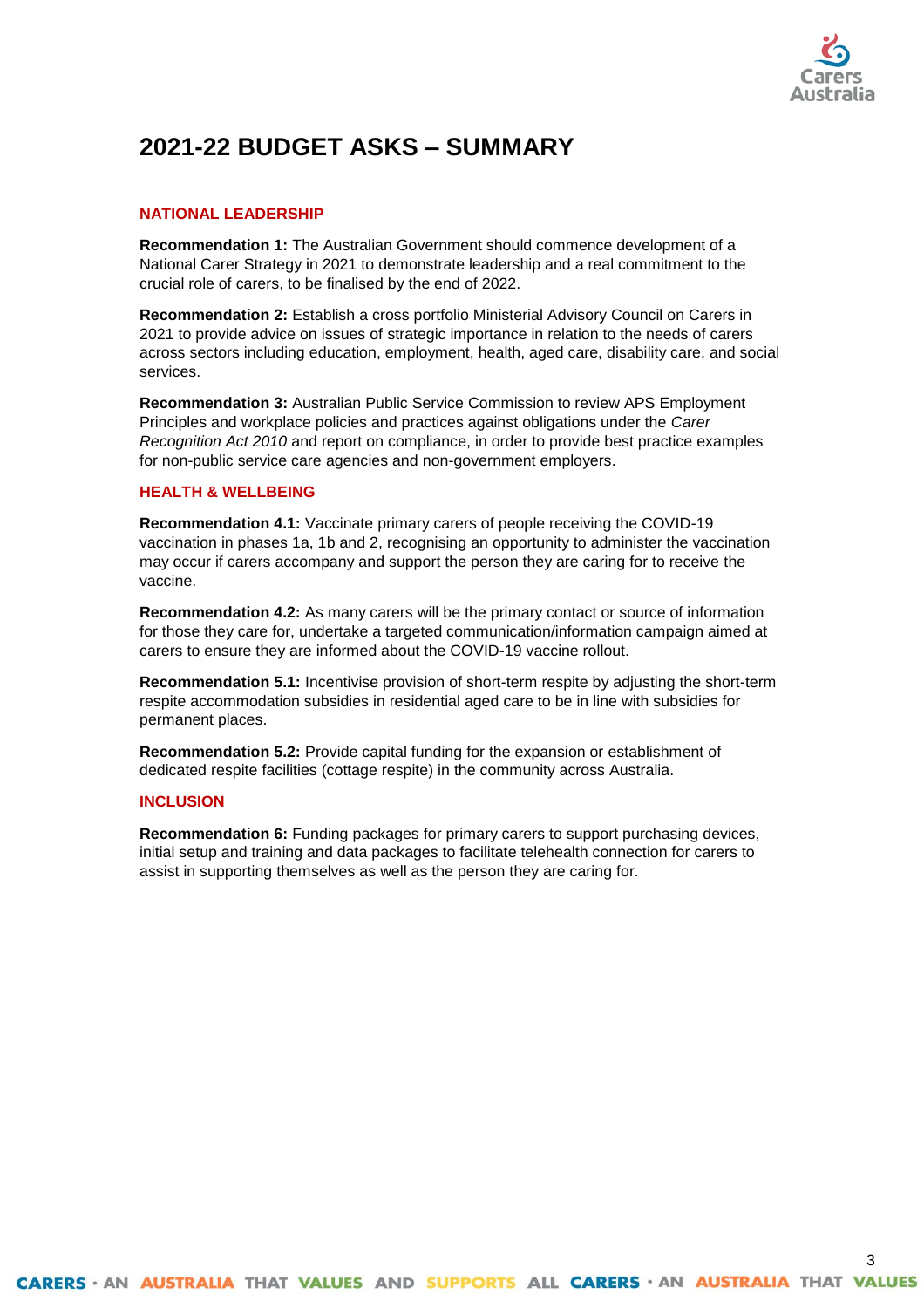# 2021-22 BUDGET ASKS – SUMMARY

## NATIONAL LEADERSHIP

**Recommendation 1:** The Australian Government should commence development of a National Carer Strategy in 2021 to demonstrate leadership and a real commitment to the crucial role of carers, to be finalised by the end of 2022.

**Recommendation 2:** Establish a cross portfolio Ministerial Advisory Council on Carers in 2021 to provide advice on issues of strategic importance in relation to the needs of carers across sectors including education, employment, health, aged care, disability care, and social services.

**Recommendation 3:** Australian Public Service Commission to review APS Employment Principles and workplace policies and practices against obligations under the *Carer Recognition Act 2010* and report on compliance, in order to provide best practice examples for non-public service care agencies and non-government employers.

## HEALTH & WELLBEING

**Recommendation 4.1:** Vaccinate primary carers of people receiving the COVID-19 vaccination in phases 1a, 1b and 2, recognising an opportunity to administer the vaccination may occur if carers accompany and support the person they are caring for to receive the vaccine.

**Recommendation 4.2:** As many carers will be the primary contact or source of information for those they care for, undertake a targeted communication/information campaign aimed at carers to ensure they are informed about the COVID-19 vaccine rollout.

**Recommendation 5.1:** Incentivise provision of short-term respite by adjusting the short-term respite accommodation subsidies in residential aged care to be in line with subsidies for permanent places.

**Recommendation 5.2:** Provide capital funding for the expansion or establishment of dedicated respite facilities (cottage respite) in the community across Australia.

## INCLUSION

**Recommendation 6:** Funding packages for primary carers to support purchasing devices, initial setup and training and data packages to facilitate telehealth connection for carers to assist in supporting themselves as well as the person they are caring for.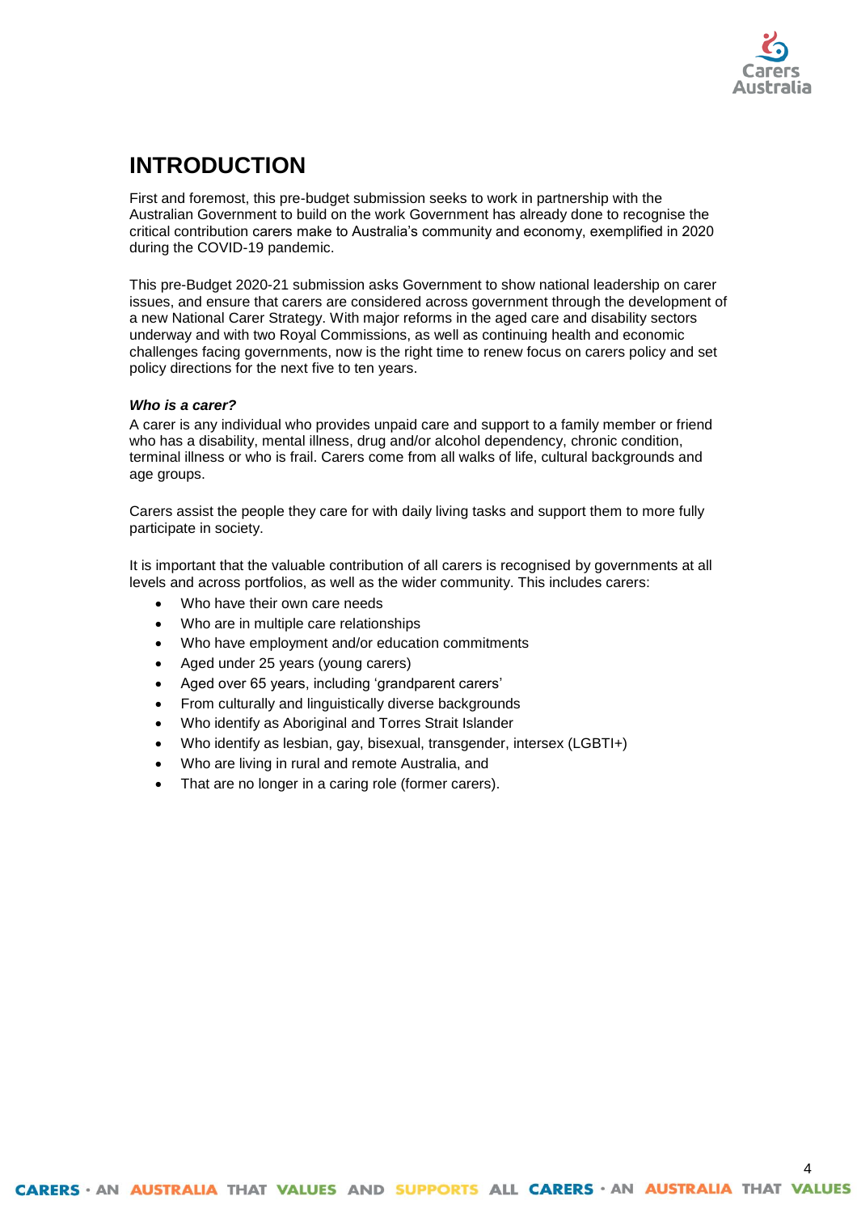# INTRODUCTION

First and foremost, this pre-budget submission seeks to work in partnership with the Australian Government to build on the work Government has already done to recognise the critical contribution carers make to Australia's community and economy, exemplified in 2020 during the COVID-19 pandemic.

This pre-Budget 2020-21 submission asks Government to show national leadership on carer issues, and ensure that carers are considered across government through the development of a new National Carer Strategy. With major reforms in the aged care and disability sectors underway and with two Royal Commissions, as well as continuing health and economic challenges facing governments, now is the right time to renew focus on carers policy and set policy directions for the next five to ten years.

***Who is a carer?***

A carer is any individual who provides unpaid care and support to a family member or friend who has a disability, mental illness, drug and/or alcohol dependency, chronic condition, terminal illness or who is frail. Carers come from all walks of life, cultural backgrounds and age groups.

Carers assist the people they care for with daily living tasks and support them to more fully participate in society.

It is important that the valuable contribution of all carers is recognised by governments at all levels and across portfolios, as well as the wider community. This includes carers:

- Who have their own care needs
- Who are in multiple care relationships
- Who have employment and/or education commitments
- Aged under 25 years (young carers)
- Aged over 65 years, including 'grandparent carers'
- From culturally and linguistically diverse backgrounds
- Who identify as Aboriginal and Torres Strait Islander
- Who identify as lesbian, gay, bisexual, transgender, intersex (LGBTI+)
- Who are living in rural and remote Australia, and
- That are no longer in a caring role (former carers).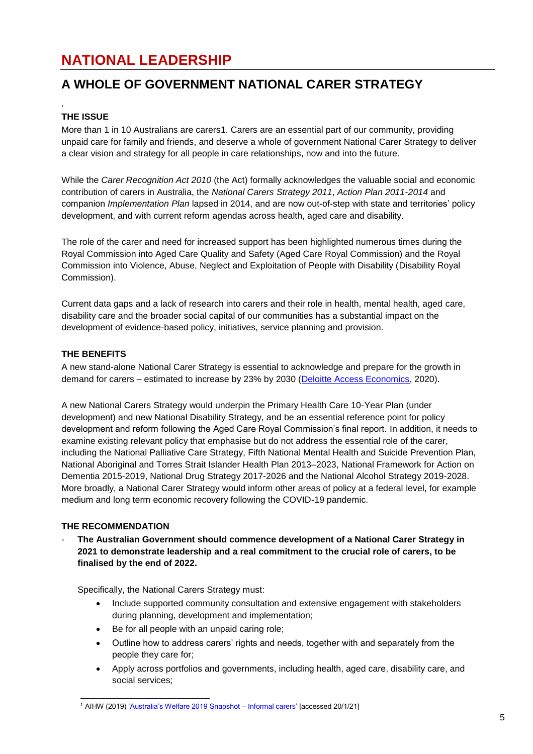# NATIONAL LEADERSHIP

## A WHOLE OF GOVERNMENT NATIONAL CARER STRATEGY

.

### THE ISSUE

More than 1 in 10 Australians are carers[1]. Carers are an essential part of our community, providing unpaid care for family and friends, and deserve a whole of government National Carer Strategy to deliver a clear vision and strategy for all people in care relationships, now and into the future.

While the *Carer Recognition Act 2010* (the Act) formally acknowledges the valuable social and economic contribution of carers in Australia, the *National Carers Strategy 2011*, *Action Plan 2011-2014* and companion *Implementation Plan* lapsed in 2014, and are now out-of-step with state and territories' policy development, and with current reform agendas across health, aged care and disability.

The role of the carer and need for increased support has been highlighted numerous times during the Royal Commission into Aged Care Quality and Safety (Aged Care Royal Commission) and the Royal Commission into Violence, Abuse, Neglect and Exploitation of People with Disability (Disability Royal Commission).

Current data gaps and a lack of research into carers and their role in health, mental health, aged care, disability care and the broader social capital of our communities has a substantial impact on the development of evidence-based policy, initiatives, service planning and provision.

### THE BENEFITS

A new stand-alone National Carer Strategy is essential to acknowledge and prepare for the growth in demand for carers – estimated to increase by 23% by 2030 (Deloitte Access Economics, 2020).

A new National Carers Strategy would underpin the Primary Health Care 10-Year Plan (under development) and new National Disability Strategy, and be an essential reference point for policy development and reform following the Aged Care Royal Commission's final report. In addition, it needs to examine existing relevant policy that emphasise but do not address the essential role of the carer, including the National Palliative Care Strategy, Fifth National Mental Health and Suicide Prevention Plan, National Aboriginal and Torres Strait Islander Health Plan 2013–2023, National Framework for Action on Dementia 2015-2019, National Drug Strategy 2017-2026 and the National Alcohol Strategy 2019-2028. More broadly, a National Carer Strategy would inform other areas of policy at a federal level, for example medium and long term economic recovery following the COVID-19 pandemic.

### THE RECOMMENDATION

- **The Australian Government should commence development of a National Carer Strategy in 2021 to demonstrate leadership and a real commitment to the crucial role of carers, to be finalised by the end of 2022.**

  Specifically, the National Carers Strategy must:

  - Include supported community consultation and extensive engagement with stakeholders during planning, development and implementation;
  - Be for all people with an unpaid caring role;
  - Outline how to address carers' rights and needs, together with and separately from the people they care for;
  - Apply across portfolios and governments, including health, aged care, disability care, and social services;

---

[1] AIHW (2019) 'Australia's Welfare 2019 Snapshot – Informal carers' [accessed 20/1/21]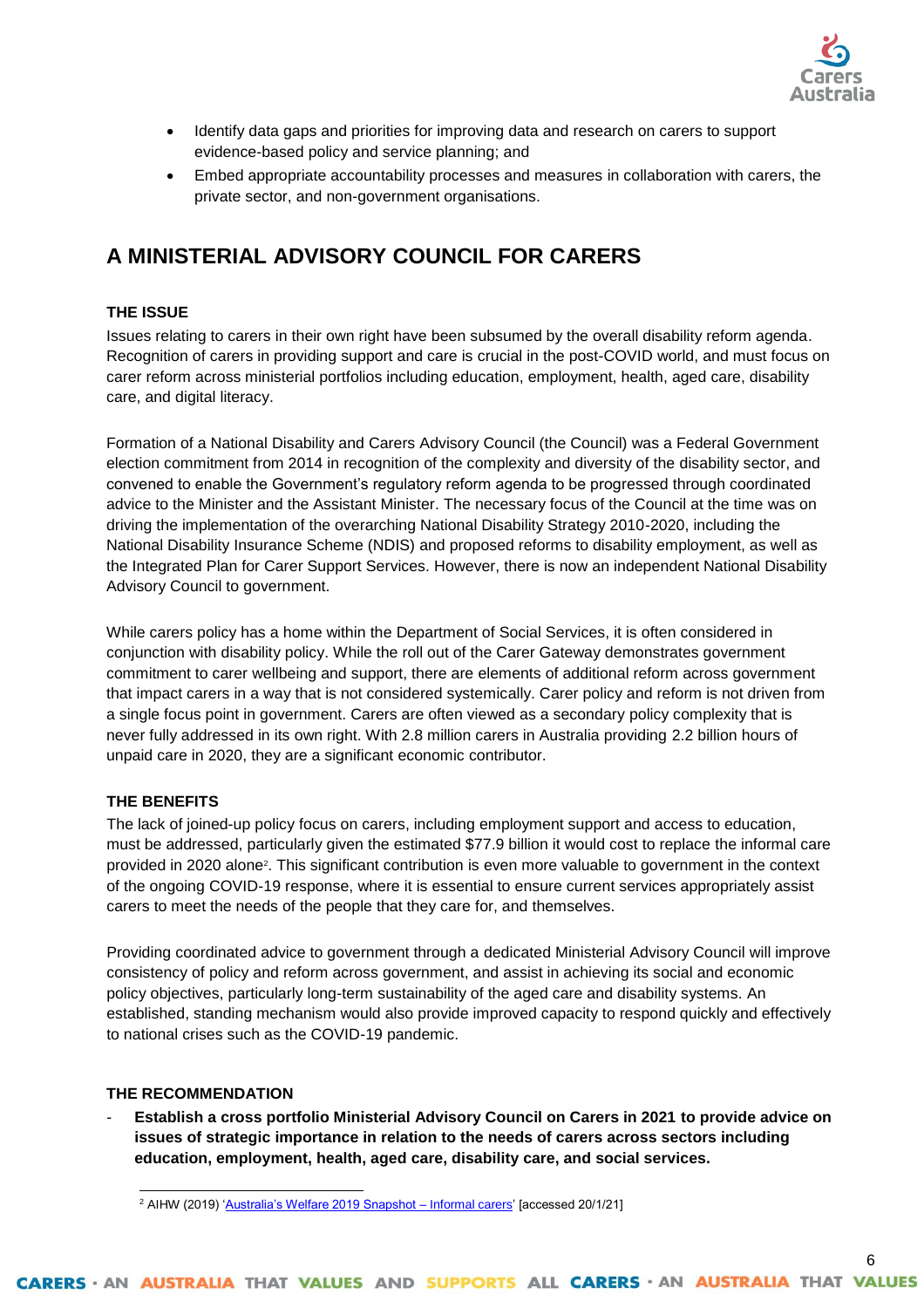- Identify data gaps and priorities for improving data and research on carers to support evidence-based policy and service planning; and
- Embed appropriate accountability processes and measures in collaboration with carers, the private sector, and non-government organisations.

## A MINISTERIAL ADVISORY COUNCIL FOR CARERS

### THE ISSUE

Issues relating to carers in their own right have been subsumed by the overall disability reform agenda. Recognition of carers in providing support and care is crucial in the post-COVID world, and must focus on carer reform across ministerial portfolios including education, employment, health, aged care, disability care, and digital literacy.

Formation of a National Disability and Carers Advisory Council (the Council) was a Federal Government election commitment from 2014 in recognition of the complexity and diversity of the disability sector, and convened to enable the Government's regulatory reform agenda to be progressed through coordinated advice to the Minister and the Assistant Minister. The necessary focus of the Council at the time was on driving the implementation of the overarching National Disability Strategy 2010-2020, including the National Disability Insurance Scheme (NDIS) and proposed reforms to disability employment, as well as the Integrated Plan for Carer Support Services. However, there is now an independent National Disability Advisory Council to government.

While carers policy has a home within the Department of Social Services, it is often considered in conjunction with disability policy. While the roll out of the Carer Gateway demonstrates government commitment to carer wellbeing and support, there are elements of additional reform across government that impact carers in a way that is not considered systemically. Carer policy and reform is not driven from a single focus point in government. Carers are often viewed as a secondary policy complexity that is never fully addressed in its own right. With 2.8 million carers in Australia providing 2.2 billion hours of unpaid care in 2020, they are a significant economic contributor.

### THE BENEFITS

The lack of joined-up policy focus on carers, including employment support and access to education, must be addressed, particularly given the estimated $77.9 billion it would cost to replace the informal care provided in 2020 alone[2]. This significant contribution is even more valuable to government in the context of the ongoing COVID-19 response, where it is essential to ensure current services appropriately assist carers to meet the needs of the people that they care for, and themselves.

Providing coordinated advice to government through a dedicated Ministerial Advisory Council will improve consistency of policy and reform across government, and assist in achieving its social and economic policy objectives, particularly long-term sustainability of the aged care and disability systems. An established, standing mechanism would also provide improved capacity to respond quickly and effectively to national crises such as the COVID-19 pandemic.

### THE RECOMMENDATION

- **Establish a cross portfolio Ministerial Advisory Council on Carers in 2021 to provide advice on issues of strategic importance in relation to the needs of carers across sectors including education, employment, health, aged care, disability care, and social services.**

[2] AIHW (2019) 'Australia's Welfare 2019 Snapshot – Informal carers' [accessed 20/1/21]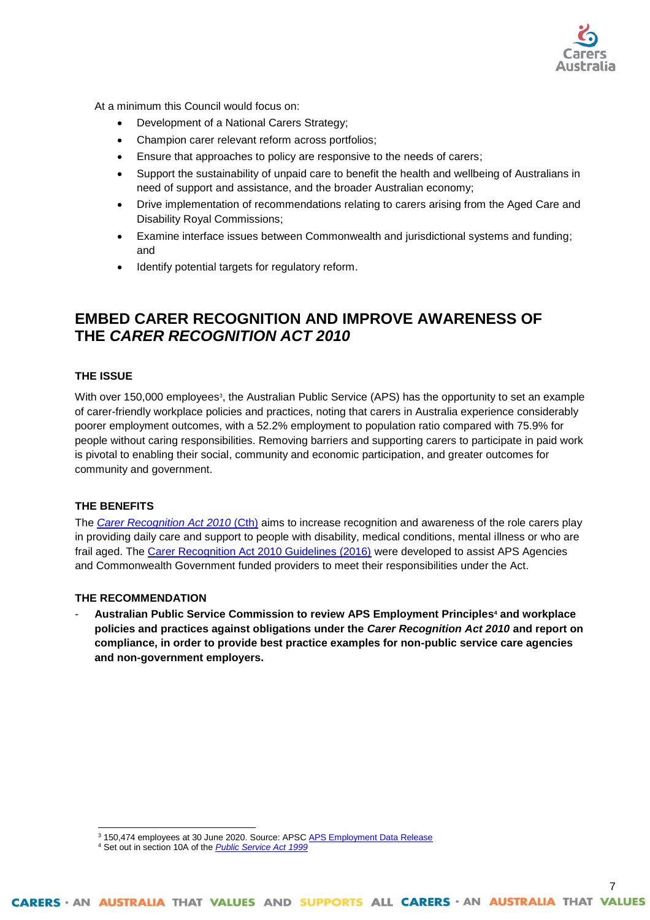At a minimum this Council would focus on:

- Development of a National Carers Strategy;
- Champion carer relevant reform across portfolios;
- Ensure that approaches to policy are responsive to the needs of carers;
- Support the sustainability of unpaid care to benefit the health and wellbeing of Australians in need of support and assistance, and the broader Australian economy;
- Drive implementation of recommendations relating to carers arising from the Aged Care and Disability Royal Commissions;
- Examine interface issues between Commonwealth and jurisdictional systems and funding; and
- Identify potential targets for regulatory reform.

## EMBED CARER RECOGNITION AND IMPROVE AWARENESS OF THE *CARER RECOGNITION ACT 2010*

### THE ISSUE

With over 150,000 employees[3], the Australian Public Service (APS) has the opportunity to set an example of carer-friendly workplace policies and practices, noting that carers in Australia experience considerably poorer employment outcomes, with a 52.2% employment to population ratio compared with 75.9% for people without caring responsibilities. Removing barriers and supporting carers to participate in paid work is pivotal to enabling their social, community and economic participation, and greater outcomes for community and government.

### THE BENEFITS

The *Carer Recognition Act 2010* (Cth) aims to increase recognition and awareness of the role carers play in providing daily care and support to people with disability, medical conditions, mental illness or who are frail aged. The Carer Recognition Act 2010 Guidelines (2016) were developed to assist APS Agencies and Commonwealth Government funded providers to meet their responsibilities under the Act.

### THE RECOMMENDATION

- **Australian Public Service Commission to review APS Employment Principles[4] and workplace policies and practices against obligations under the *Carer Recognition Act 2010* and report on compliance, in order to provide best practice examples for non-public service care agencies and non-government employers.**

---

[3] 150,474 employees at 30 June 2020. Source: APSC APS Employment Data Release

[4] Set out in section 10A of the *Public Service Act 1999*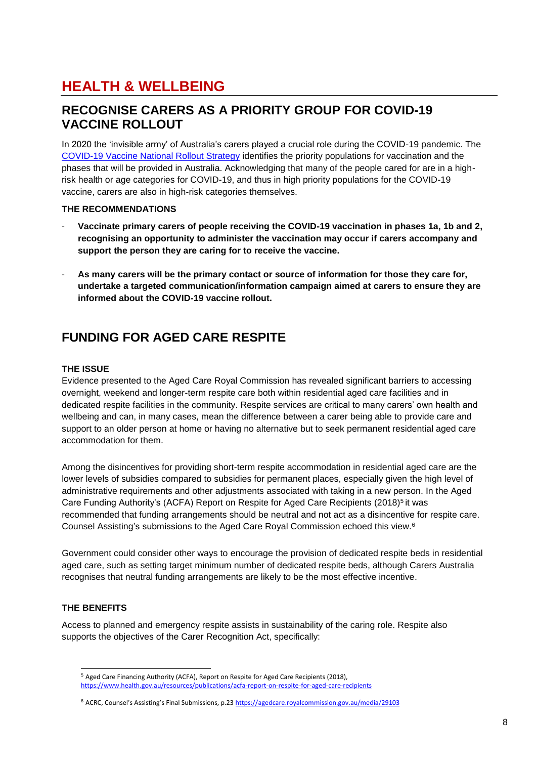# HEALTH & WELLBEING

## RECOGNISE CARERS AS A PRIORITY GROUP FOR COVID-19 VACCINE ROLLOUT

In 2020 the 'invisible army' of Australia's carers played a crucial role during the COVID-19 pandemic. The [COVID-19 Vaccine National Rollout Strategy](COVID-19 Vaccine National Rollout Strategy) identifies the priority populations for vaccination and the phases that will be provided in Australia. Acknowledging that many of the people cared for are in a high-risk health or age categories for COVID-19, and thus in high priority populations for the COVID-19 vaccine, carers are also in high-risk categories themselves.

### THE RECOMMENDATIONS

- **Vaccinate primary carers of people receiving the COVID-19 vaccination in phases 1a, 1b and 2, recognising an opportunity to administer the vaccination may occur if carers accompany and support the person they are caring for to receive the vaccine.**

- **As many carers will be the primary contact or source of information for those they care for, undertake a targeted communication/information campaign aimed at carers to ensure they are informed about the COVID-19 vaccine rollout.**

## FUNDING FOR AGED CARE RESPITE

### THE ISSUE

Evidence presented to the Aged Care Royal Commission has revealed significant barriers to accessing overnight, weekend and longer-term respite care both within residential aged care facilities and in dedicated respite facilities in the community. Respite services are critical to many carers' own health and wellbeing and can, in many cases, mean the difference between a carer being able to provide care and support to an older person at home or having no alternative but to seek permanent residential aged care accommodation for them.

Among the disincentives for providing short-term respite accommodation in residential aged care are the lower levels of subsidies compared to subsidies for permanent places, especially given the high level of administrative requirements and other adjustments associated with taking in a new person. In the Aged Care Funding Authority's (ACFA) Report on Respite for Aged Care Recipients (2018)[5] it was recommended that funding arrangements should be neutral and not act as a disincentive for respite care. Counsel Assisting's submissions to the Aged Care Royal Commission echoed this view.[6]

Government could consider other ways to encourage the provision of dedicated respite beds in residential aged care, such as setting target minimum number of dedicated respite beds, although Carers Australia recognises that neutral funding arrangements are likely to be the most effective incentive.

### THE BENEFITS

Access to planned and emergency respite assists in sustainability of the caring role. Respite also supports the objectives of the Carer Recognition Act, specifically:

---

[5] Aged Care Financing Authority (ACFA), Report on Respite for Aged Care Recipients (2018), https://www.health.gov.au/resources/publications/acfa-report-on-respite-for-aged-care-recipients

[6] ACRC, Counsel's Assisting's Final Submissions, p.23 https://agedcare.royalcommission.gov.au/media/29103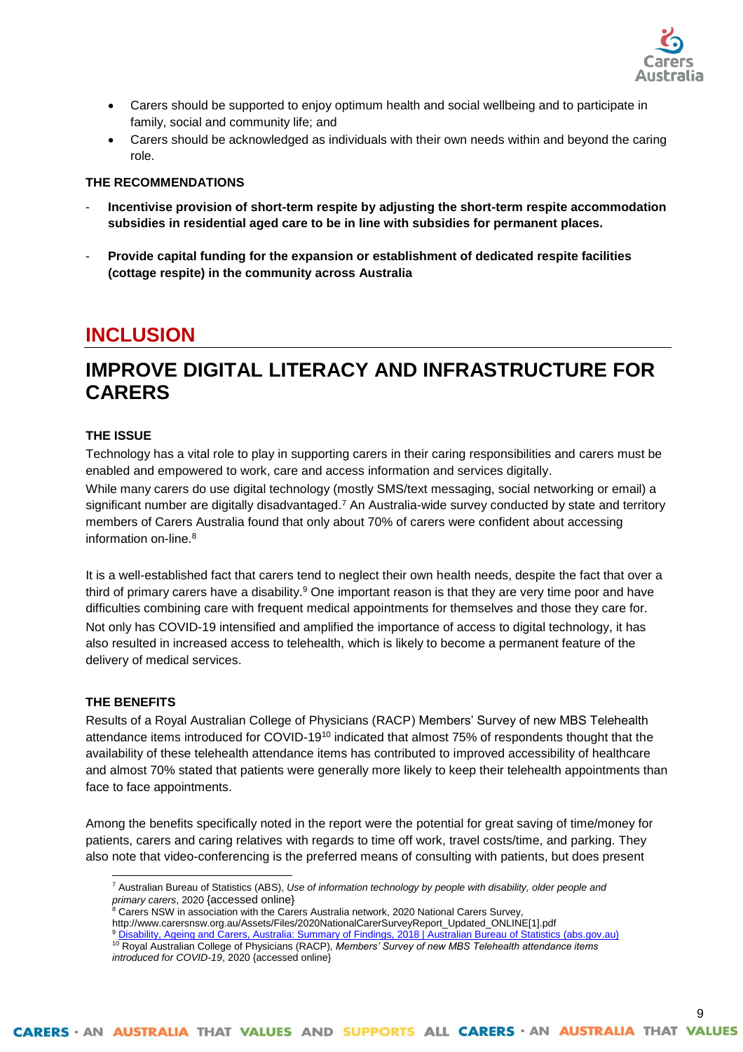- Carers should be supported to enjoy optimum health and social wellbeing and to participate in family, social and community life; and
- Carers should be acknowledged as individuals with their own needs within and beyond the caring role.

**THE RECOMMENDATIONS**

- **Incentivise provision of short-term respite by adjusting the short-term respite accommodation subsidies in residential aged care to be in line with subsidies for permanent places.**
- **Provide capital funding for the expansion or establishment of dedicated respite facilities (cottage respite) in the community across Australia**

# INCLUSION

## IMPROVE DIGITAL LITERACY AND INFRASTRUCTURE FOR CARERS

**THE ISSUE**

Technology has a vital role to play in supporting carers in their caring responsibilities and carers must be enabled and empowered to work, care and access information and services digitally.

While many carers do use digital technology (mostly SMS/text messaging, social networking or email) a significant number are digitally disadvantaged.[7] An Australia-wide survey conducted by state and territory members of Carers Australia found that only about 70% of carers were confident about accessing information on-line.[8]

It is a well-established fact that carers tend to neglect their own health needs, despite the fact that over a third of primary carers have a disability.[9] One important reason is that they are very time poor and have difficulties combining care with frequent medical appointments for themselves and those they care for. Not only has COVID-19 intensified and amplified the importance of access to digital technology, it has also resulted in increased access to telehealth, which is likely to become a permanent feature of the delivery of medical services.

**THE BENEFITS**

Results of a Royal Australian College of Physicians (RACP) Members' Survey of new MBS Telehealth attendance items introduced for COVID-19[10] indicated that almost 75% of respondents thought that the availability of these telehealth attendance items has contributed to improved accessibility of healthcare and almost 70% stated that patients were generally more likely to keep their telehealth appointments than face to face appointments.

Among the benefits specifically noted in the report were the potential for great saving of time/money for patients, carers and caring relatives with regards to time off work, travel costs/time, and parking. They also note that video-conferencing is the preferred means of consulting with patients, but does present

---

[7] Australian Bureau of Statistics (ABS), *Use of information technology by people with disability, older people and primary carers*, 2020 {accessed online}

[8] Carers NSW in association with the Carers Australia network, 2020 National Carers Survey, http://www.carersnsw.org.au/Assets/Files/2020NationalCarerSurveyReport_Updated_ONLINE[1].pdf

[9] Disability, Ageing and Carers, Australia: Summary of Findings, 2018 | Australian Bureau of Statistics (abs.gov.au)

[10] Royal Australian College of Physicians (RACP), *Members' Survey of new MBS Telehealth attendance items introduced for COVID-19*, 2020 {accessed online}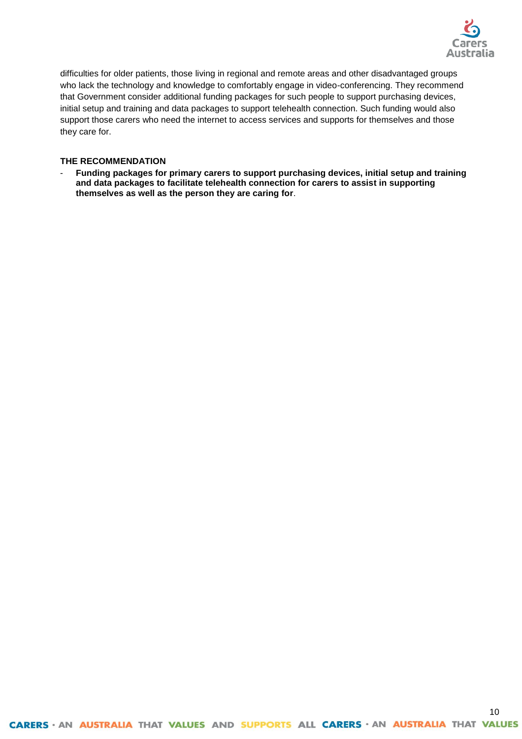difficulties for older patients, those living in regional and remote areas and other disadvantaged groups who lack the technology and knowledge to comfortably engage in video-conferencing. They recommend that Government consider additional funding packages for such people to support purchasing devices, initial setup and training and data packages to support telehealth connection. Such funding would also support those carers who need the internet to access services and supports for themselves and those they care for.

**THE RECOMMENDATION**

- **Funding packages for primary carers to support purchasing devices, initial setup and training and data packages to facilitate telehealth connection for carers to assist in supporting themselves as well as the person they are caring for**.